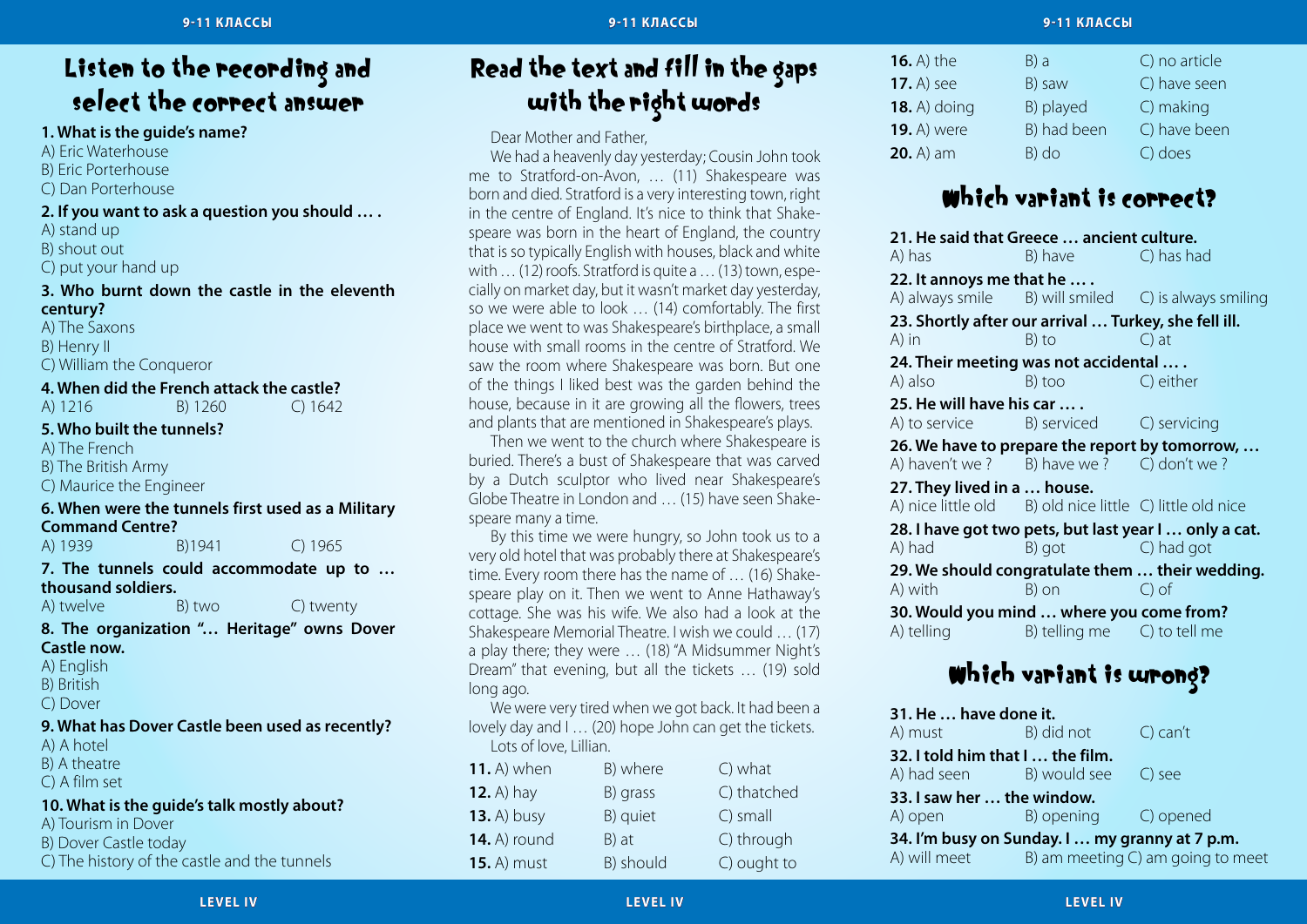## Listen to the recording and select the correct answer

**1. What is the guide's name?**
A) Eric Waterhouse
B) Eric Porterhouse
C) Dan Porterhouse

**2. If you want to ask a question you should … .**
A) stand up
B) shout out
C) put your hand up

**3. Who burnt down the castle in the eleventh century?**
A) The Saxons
B) Henry II
C) William the Conqueror

**4. When did the French attack the castle?**
A) 1216 B) 1260 C) 1642

**5. Who built the tunnels?**
A) The French
B) The British Army
C) Maurice the Engineer

**6. When were the tunnels first used as a Military Command Centre?**
A) 1939 B)1941 C) 1965

**7. The tunnels could accommodate up to … thousand soldiers.**
A) twelve B) two C) twenty

**8. The organization "… Heritage" owns Dover Castle now.**
A) English
B) British
C) Dover

**9. What has Dover Castle been used as recently?**
A) A hotel
B) A theatre
C) A film set

**10. What is the guide's talk mostly about?**
A) Tourism in Dover
B) Dover Castle today
C) The history of the castle and the tunnels

## Read the text and fill in the gaps with the right words

Dear Mother and Father,

We had a heavenly day yesterday; Cousin John took me to Stratford-on-Avon, … (11) Shakespeare was born and died. Stratford is a very interesting town, right in the centre of England. It's nice to think that Shakespeare was born in the heart of England, the country that is so typically English with houses, black and white with … (12) roofs. Stratford is quite a … (13) town, especially on market day, but it wasn't market day yesterday, so we were able to look … (14) comfortably. The first place we went to was Shakespeare's birthplace, a small house with small rooms in the centre of Stratford. We saw the room where Shakespeare was born. But one of the things I liked best was the garden behind the house, because in it are growing all the flowers, trees and plants that are mentioned in Shakespeare's plays.

Then we went to the church where Shakespeare is buried. There's a bust of Shakespeare that was carved by a Dutch sculptor who lived near Shakespeare's Globe Theatre in London and … (15) have seen Shakespeare many a time.

By this time we were hungry, so John took us to a very old hotel that was probably there at Shakespeare's time. Every room there has the name of … (16) Shakespeare play on it. Then we went to Anne Hathaway's cottage. She was his wife. We also had a look at the Shakespeare Memorial Theatre. I wish we could … (17) a play there; they were … (18) "A Midsummer Night's Dream" that evening, but all the tickets … (19) sold long ago.

We were very tired when we got back. It had been a lovely day and I … (20) hope John can get the tickets.

Lots of love, Lillian.

**11.** A) when B) where C) what
**12.** A) hay B) grass C) thatched
**13.** A) busy B) quiet C) small
**14.** A) round B) at C) through
**15.** A) must B) should C) ought to
**16.** A) the B) a C) no article
**17.** A) see B) saw C) have seen
**18.** A) doing B) played C) making
**19.** A) were B) had been C) have been
**20.** A) am B) do C) does

## Which variant is correct?

**21. He said that Greece … ancient culture.**
A) has B) have C) has had

**22. It annoys me that he … .**
A) always smile B) will smiled C) is always smiling

**23. Shortly after our arrival … Turkey, she fell ill.**
A) in B) to C) at

**24. Their meeting was not accidental … .**
A) also B) too C) either

**25. He will have his car … .**
A) to service B) serviced C) servicing

**26. We have to prepare the report by tomorrow, …**
A) haven't we ? B) have we ? C) don't we ?

**27. They lived in a … house.**
A) nice little old B) old nice little C) little old nice

**28. I have got two pets, but last year I … only a cat.**
A) had B) got C) had got

**29. We should congratulate them … their wedding.**
A) with B) on C) of

**30. Would you mind … where you come from?**
A) telling B) telling me C) to tell me

## Which variant is wrong?

**31. He … have done it.**
A) must B) did not C) can't

**32. I told him that I … the film.**
A) had seen B) would see C) see

**33. I saw her … the window.**
A) open B) opening C) opened

**34. I'm busy on Sunday. I … my granny at 7 p.m.**
A) will meet B) am meeting C) am going to meet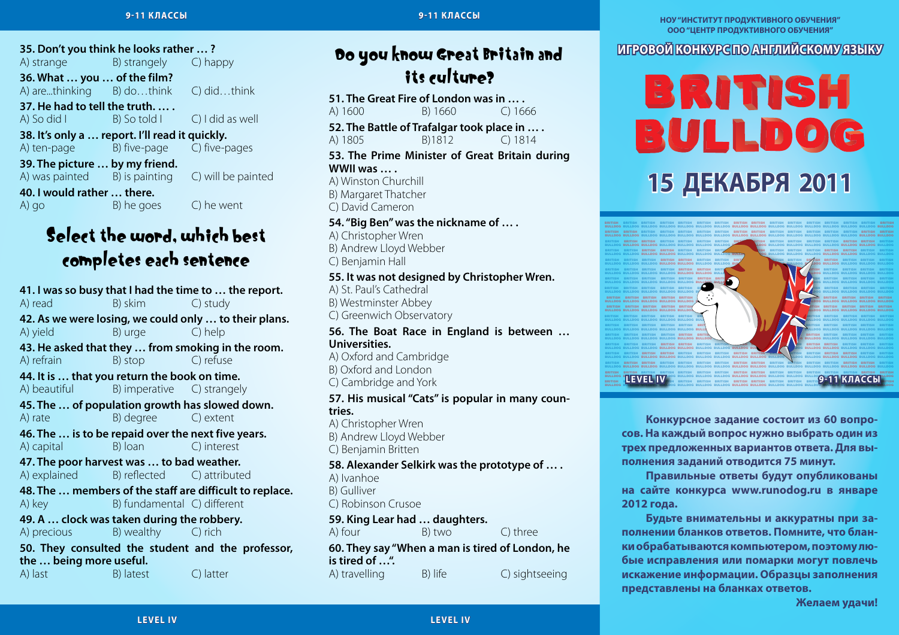**35. Don't you think he looks rather … ?**
A) strange B) strangely C) happy

**36. What … you … of the film?**
A) are...thinking B) do…think C) did…think

**37. He had to tell the truth. … .**
A) So did I B) So told I C) I did as well

**38. It's only a … report. I'll read it quickly.**
A) ten-page B) five-page C) five-pages

**39. The picture … by my friend.**
A) was painted B) is painting C) will be painted

**40. I would rather … there.**
A) go B) he goes C) he went

## Select the word, which best completes each sentence

**41. I was so busy that I had the time to … the report.**
A) read B) skim C) study

**42. As we were losing, we could only … to their plans.**
A) yield B) urge C) help

**43. He asked that they … from smoking in the room.**
A) refrain B) stop C) refuse

**44. It is … that you return the book on time.**
A) beautiful B) imperative C) strangely

**45. The … of population growth has slowed down.**
A) rate B) degree C) extent

**46. The … is to be repaid over the next five years.**
A) capital B) loan C) interest

**47. The poor harvest was … to bad weather.**
A) explained B) reflected C) attributed

**48. The … members of the staff are difficult to replace.**
A) key B) fundamental C) different

**49. A … clock was taken during the robbery.**
A) precious B) wealthy C) rich

**50. They consulted the student and the professor, the … being more useful.**
A) last B) latest C) latter

## Do you know Great Britain and its culture?

**51. The Great Fire of London was in … .**
A) 1600 B) 1660 C) 1666

**52. The Battle of Trafalgar took place in … .**
A) 1805 B)1812 C) 1814

**53. The Prime Minister of Great Britain during WWII was … .**
A) Winston Churchill
B) Margaret Thatcher
C) David Cameron

**54. "Big Ben" was the nickname of … .**
A) Christopher Wren
B) Andrew Lloyd Webber
C) Benjamin Hall

**55. It was not designed by Christopher Wren.**
A) St. Paul's Cathedral
B) Westminster Abbey
C) Greenwich Observatory

**56. The Boat Race in England is between … Universities.**
A) Oxford and Cambridge
B) Oxford and London
C) Cambridge and York

**57. His musical "Cats" is popular in many countries.**
A) Christopher Wren
B) Andrew Lloyd Webber
C) Benjamin Britten

**58. Alexander Selkirk was the prototype of … .**
A) Ivanhoe
B) Gulliver
C) Robinson Crusoe

**59. King Lear had … daughters.**
A) four B) two C) three

**60. They say "When a man is tired of London, he is tired of …".**
A) travelling B) life C) sightseeing

НОУ "ИНСТИТУТ ПРОДУКТИВНОГО ОБУЧЕНИЯ"
ООО "ЦЕНТР ПРОДУКТИВНОГО ОБУЧЕНИЯ"

**ИГРОВОЙ КОНКУРС ПО АНГЛИЙСКОМУ ЯЗЫКУ**

# BRITISH BULLDOG

## 15 ДЕКАБРЯ 2011

LEVEL IV — 9-11 КЛАССЫ

**Конкурсное задание состоит из 60 вопросов. На каждый вопрос нужно выбрать один из трех предложенных вариантов ответа. Для выполнения заданий отводится 75 минут.**

**Правильные ответы будут опубликованы на сайте конкурса www.runodog.ru в январе 2012 года.**

**Будьте внимательны и аккуратны при заполнении бланков ответов. Помните, что бланки обрабатываются компьютером, поэтому любые исправления или помарки могут повлечь искажение информации. Образцы заполнения представлены на бланках ответов.**

**Желаем удачи!**